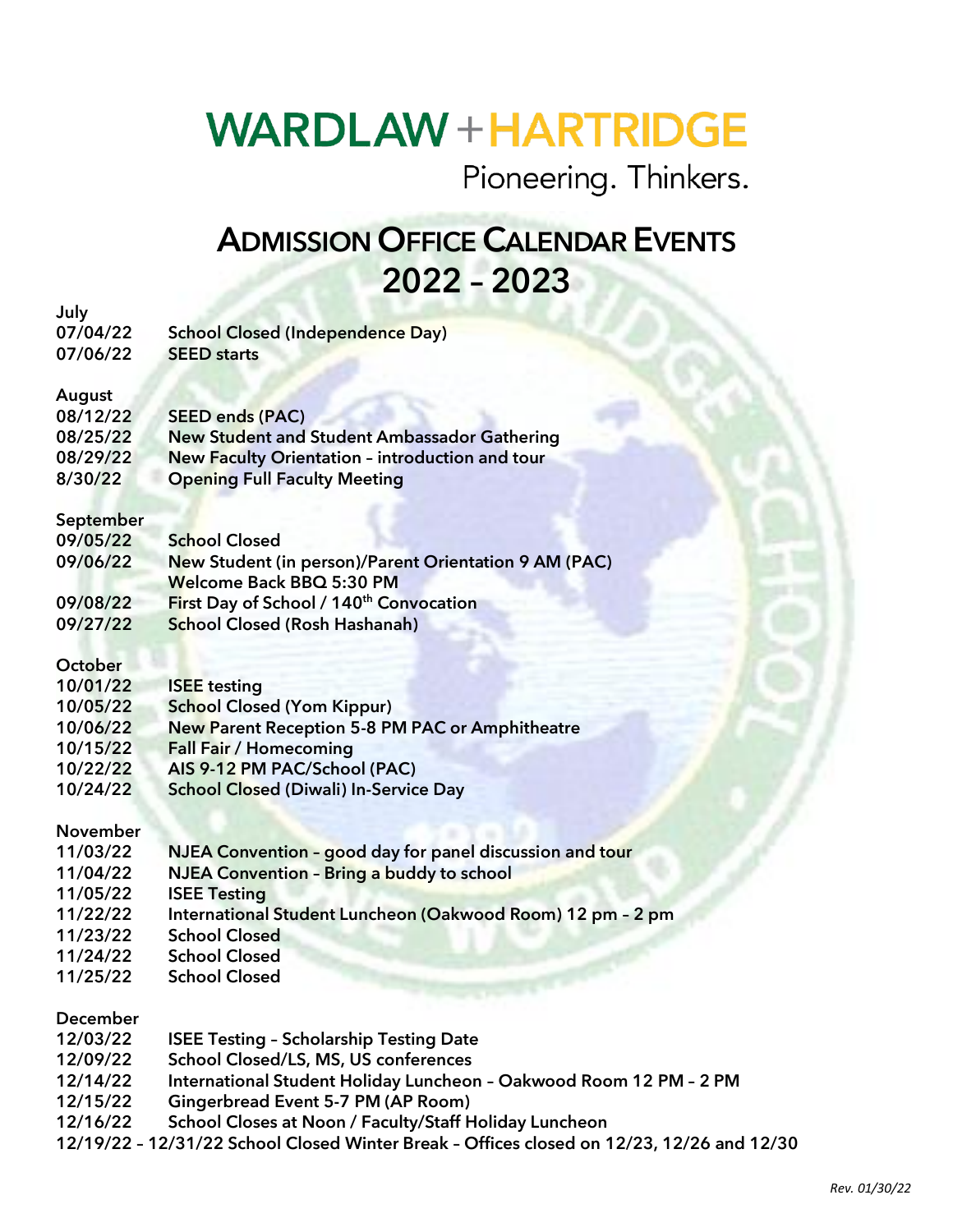# WARDLAW + HARTRIDGE

Pioneering. Thinkers.

## ADMISSION OFFICE CALENDAR EVENTS 2022 – 2023

**July**

| | |
|---|---|
| 07/04/22 | School Closed (Independence Day) |
| 07/06/22 | SEED starts |

**August**

| | |
|---|---|
| 08/12/22 | SEED ends (PAC) |
| 08/25/22 | New Student and Student Ambassador Gathering |
| 08/29/22 | New Faculty Orientation – introduction and tour |
| 8/30/22 | Opening Full Faculty Meeting |

**September**

| | |
|---|---|
| 09/05/22 | School Closed |
| 09/06/22 | New Student (in person)/Parent Orientation 9 AM (PAC)<br>Welcome Back BBQ 5:30 PM |
| 09/08/22 | First Day of School / 140th Convocation |
| 09/27/22 | School Closed (Rosh Hashanah) |

**October**

| | |
|---|---|
| 10/01/22 | ISEE testing |
| 10/05/22 | School Closed (Yom Kippur) |
| 10/06/22 | New Parent Reception 5-8 PM PAC or Amphitheatre |
| 10/15/22 | Fall Fair / Homecoming |
| 10/22/22 | AIS 9-12 PM PAC/School (PAC) |
| 10/24/22 | School Closed (Diwali) In-Service Day |

**November**

| | |
|---|---|
| 11/03/22 | NJEA Convention – good day for panel discussion and tour |
| 11/04/22 | NJEA Convention – Bring a buddy to school |
| 11/05/22 | ISEE Testing |
| 11/22/22 | International Student Luncheon (Oakwood Room) 12 pm – 2 pm |
| 11/23/22 | School Closed |
| 11/24/22 | School Closed |
| 11/25/22 | School Closed |

**December**

| | |
|---|---|
| 12/03/22 | ISEE Testing – Scholarship Testing Date |
| 12/09/22 | School Closed/LS, MS, US conferences |
| 12/14/22 | International Student Holiday Luncheon – Oakwood Room 12 PM – 2 PM |
| 12/15/22 | Gingerbread Event 5-7 PM (AP Room) |
| 12/16/22 | School Closes at Noon / Faculty/Staff Holiday Luncheon |

12/19/22 – 12/31/22 School Closed Winter Break – Offices closed on 12/23, 12/26 and 12/30

*Rev. 01/30/22*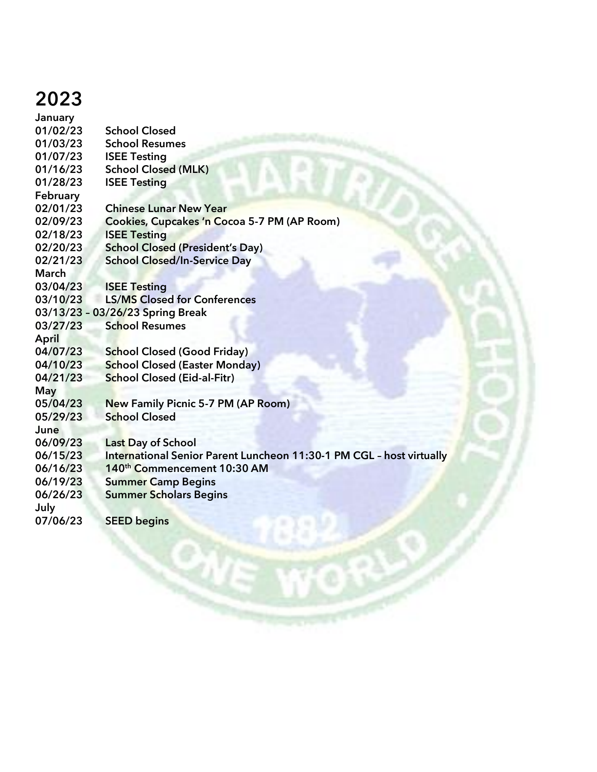# 2023

**January**

| | |
|---|---|
| 01/02/23 | School Closed |
| 01/03/23 | School Resumes |
| 01/07/23 | ISEE Testing |
| 01/16/23 | School Closed (MLK) |
| 01/28/23 | ISEE Testing |

**February**

| | |
|---|---|
| 02/01/23 | Chinese Lunar New Year |
| 02/09/23 | Cookies, Cupcakes 'n Cocoa 5-7 PM (AP Room) |
| 02/18/23 | ISEE Testing |
| 02/20/23 | School Closed (President's Day) |
| 02/21/23 | School Closed/In-Service Day |

**March**

| | |
|---|---|
| 03/04/23 | ISEE Testing |
| 03/10/23 | LS/MS Closed for Conferences |
| 03/13/23 – 03/26/23 | Spring Break |
| 03/27/23 | School Resumes |

**April**

| | |
|---|---|
| 04/07/23 | School Closed (Good Friday) |
| 04/10/23 | School Closed (Easter Monday) |
| 04/21/23 | School Closed (Eid-al-Fitr) |

**May**

| | |
|---|---|
| 05/04/23 | New Family Picnic 5-7 PM (AP Room) |
| 05/29/23 | School Closed |

**June**

| | |
|---|---|
| 06/09/23 | Last Day of School |
| 06/15/23 | International Senior Parent Luncheon 11:30-1 PM CGL – host virtually |
| 06/16/23 | 140th Commencement 10:30 AM |
| 06/19/23 | Summer Camp Begins |
| 06/26/23 | Summer Scholars Begins |

**July**

| | |
|---|---|
| 07/06/23 | SEED begins |